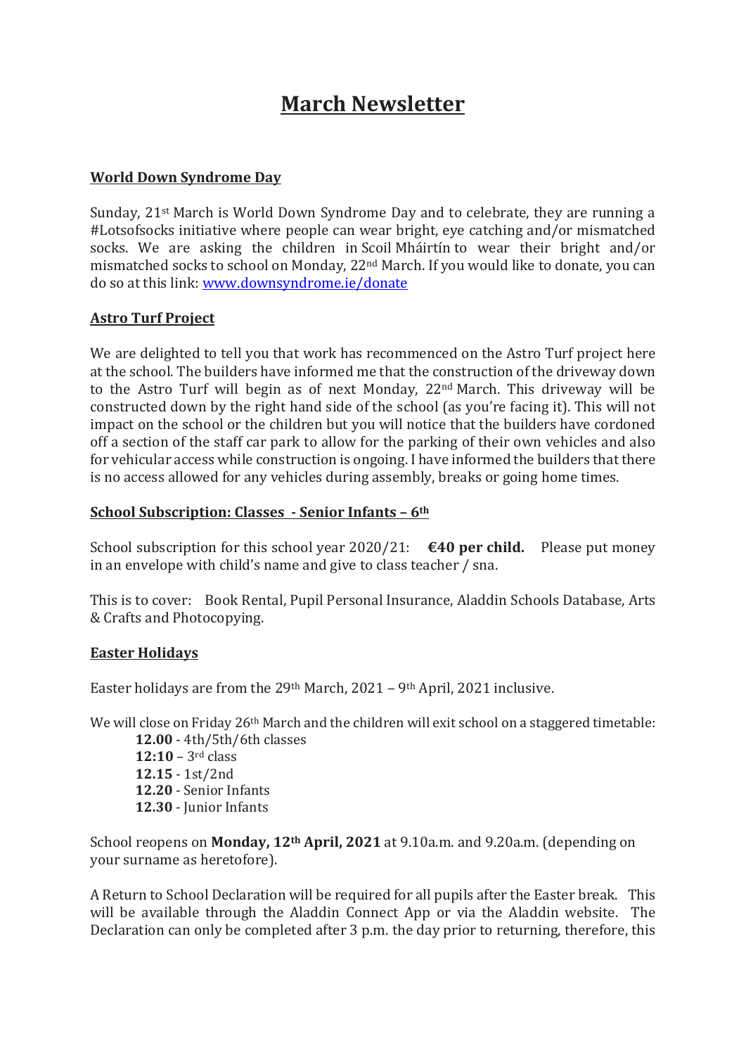# March Newsletter

## World Down Syndrome Day

Sunday, 21st March is World Down Syndrome Day and to celebrate, they are running a #Lotsofsocks initiative where people can wear bright, eye catching and/or mismatched socks. We are asking the children in Scoil Mháirtín to wear their bright and/or mismatched socks to school on Monday, 22nd March. If you would like to donate, you can do so at this link: [www.downsyndrome.ie/donate](www.downsyndrome.ie/donate)

## Astro Turf Project

We are delighted to tell you that work has recommenced on the Astro Turf project here at the school. The builders have informed me that the construction of the driveway down to the Astro Turf will begin as of next Monday, 22nd March. This driveway will be constructed down by the right hand side of the school (as you're facing it). This will not impact on the school or the children but you will notice that the builders have cordoned off a section of the staff car park to allow for the parking of their own vehicles and also for vehicular access while construction is ongoing. I have informed the builders that there is no access allowed for any vehicles during assembly, breaks or going home times.

## School Subscription: Classes - Senior Infants – 6th

School subscription for this school year 2020/21: **€40 per child.** Please put money in an envelope with child's name and give to class teacher / sna.

This is to cover: Book Rental, Pupil Personal Insurance, Aladdin Schools Database, Arts & Crafts and Photocopying.

## Easter Holidays

Easter holidays are from the 29th March, 2021 – 9th April, 2021 inclusive.

We will close on Friday 26th March and the children will exit school on a staggered timetable:

- **12.00** - 4th/5th/6th classes
- **12:10** – 3rd class
- **12.15** - 1st/2nd
- **12.20** - Senior Infants
- **12.30** - Junior Infants

School reopens on **Monday, 12th April, 2021** at 9.10a.m. and 9.20a.m. (depending on your surname as heretofore).

A Return to School Declaration will be required for all pupils after the Easter break. This will be available through the Aladdin Connect App or via the Aladdin website. The Declaration can only be completed after 3 p.m. the day prior to returning, therefore, this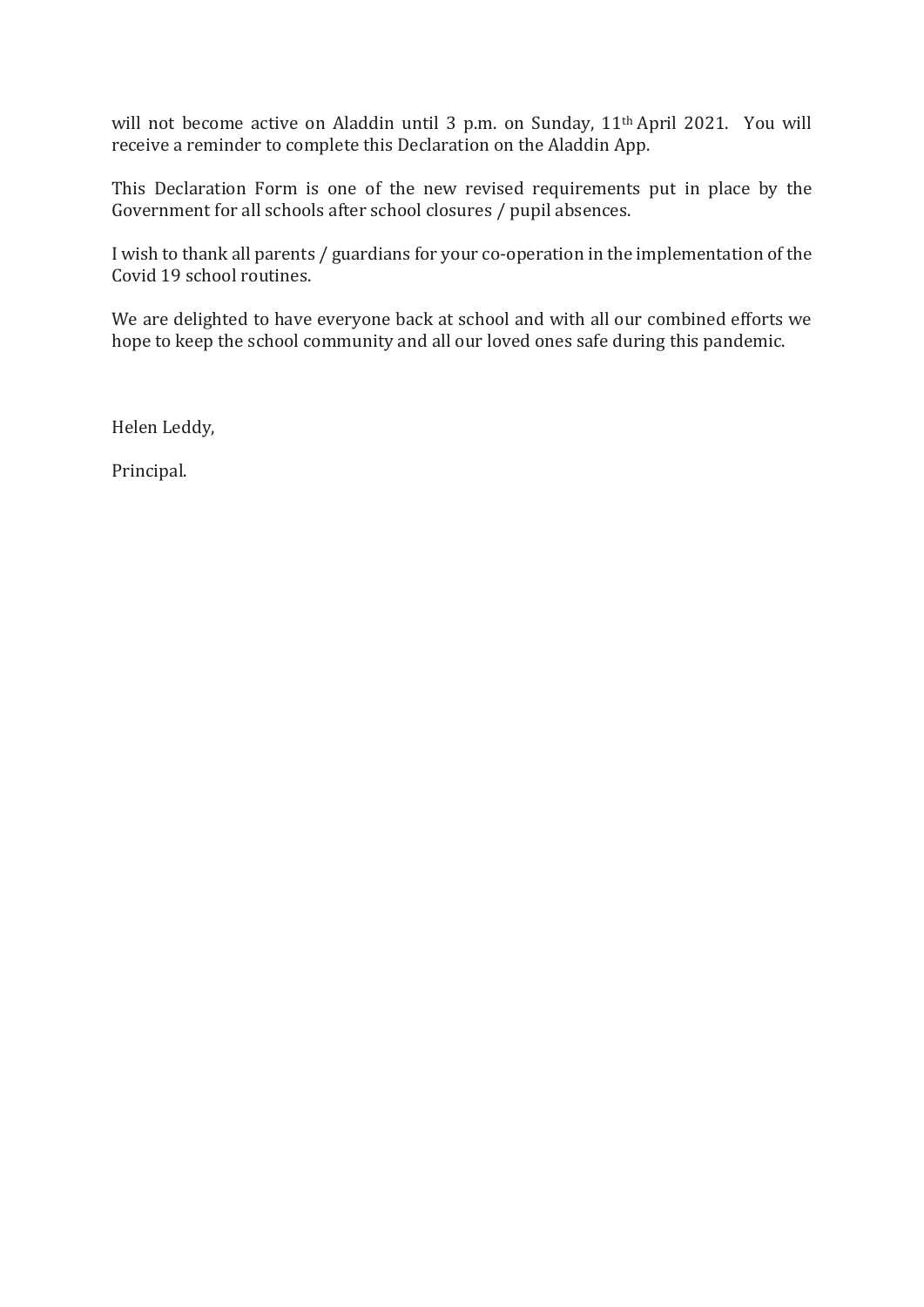will not become active on Aladdin until 3 p.m. on Sunday, 11th April 2021. You will receive a reminder to complete this Declaration on the Aladdin App.

This Declaration Form is one of the new revised requirements put in place by the Government for all schools after school closures / pupil absences.

I wish to thank all parents / guardians for your co-operation in the implementation of the Covid 19 school routines.

We are delighted to have everyone back at school and with all our combined efforts we hope to keep the school community and all our loved ones safe during this pandemic.

Helen Leddy,

Principal.